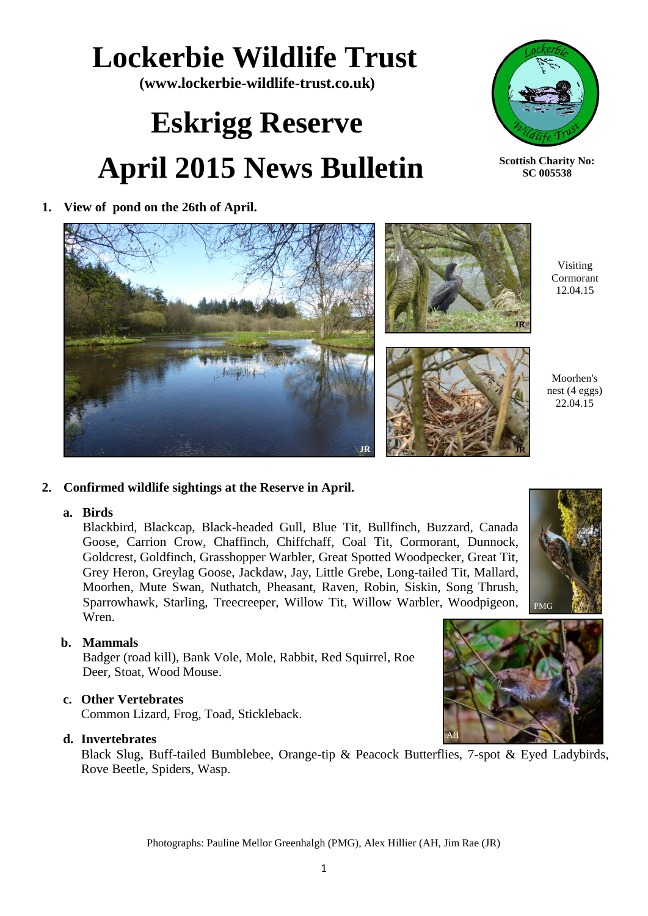# Lockerbie Wildlife Trust

**(www.lockerbie-wildlife-trust.co.uk)**

# Eskrigg Reserve
# April 2015 News Bulletin

**Scottish Charity No: SC 005538**

1. **View of pond on the 26th of April.**

Visiting Cormorant 12.04.15

Moorhen's nest (4 eggs) 22.04.15

2. **Confirmed wildlife sightings at the Reserve in April.**

   a. **Birds**
   Blackbird, Blackcap, Black-headed Gull, Blue Tit, Bullfinch, Buzzard, Canada Goose, Carrion Crow, Chaffinch, Chiffchaff, Coal Tit, Cormorant, Dunnock, Goldcrest, Goldfinch, Grasshopper Warbler, Great Spotted Woodpecker, Great Tit, Grey Heron, Greylag Goose, Jackdaw, Jay, Little Grebe, Long-tailed Tit, Mallard, Moorhen, Mute Swan, Nuthatch, Pheasant, Raven, Robin, Siskin, Song Thrush, Sparrowhawk, Starling, Treecreeper, Willow Tit, Willow Warbler, Woodpigeon, Wren.

   b. **Mammals**
   Badger (road kill), Bank Vole, Mole, Rabbit, Red Squirrel, Roe Deer, Stoat, Wood Mouse.

   c. **Other Vertebrates**
   Common Lizard, Frog, Toad, Stickleback.

   d. **Invertebrates**
   Black Slug, Buff-tailed Bumblebee, Orange-tip & Peacock Butterflies, 7-spot & Eyed Ladybirds, Rove Beetle, Spiders, Wasp.

Photographs: Pauline Mellor Greenhalgh (PMG), Alex Hillier (AH, Jim Rae (JR)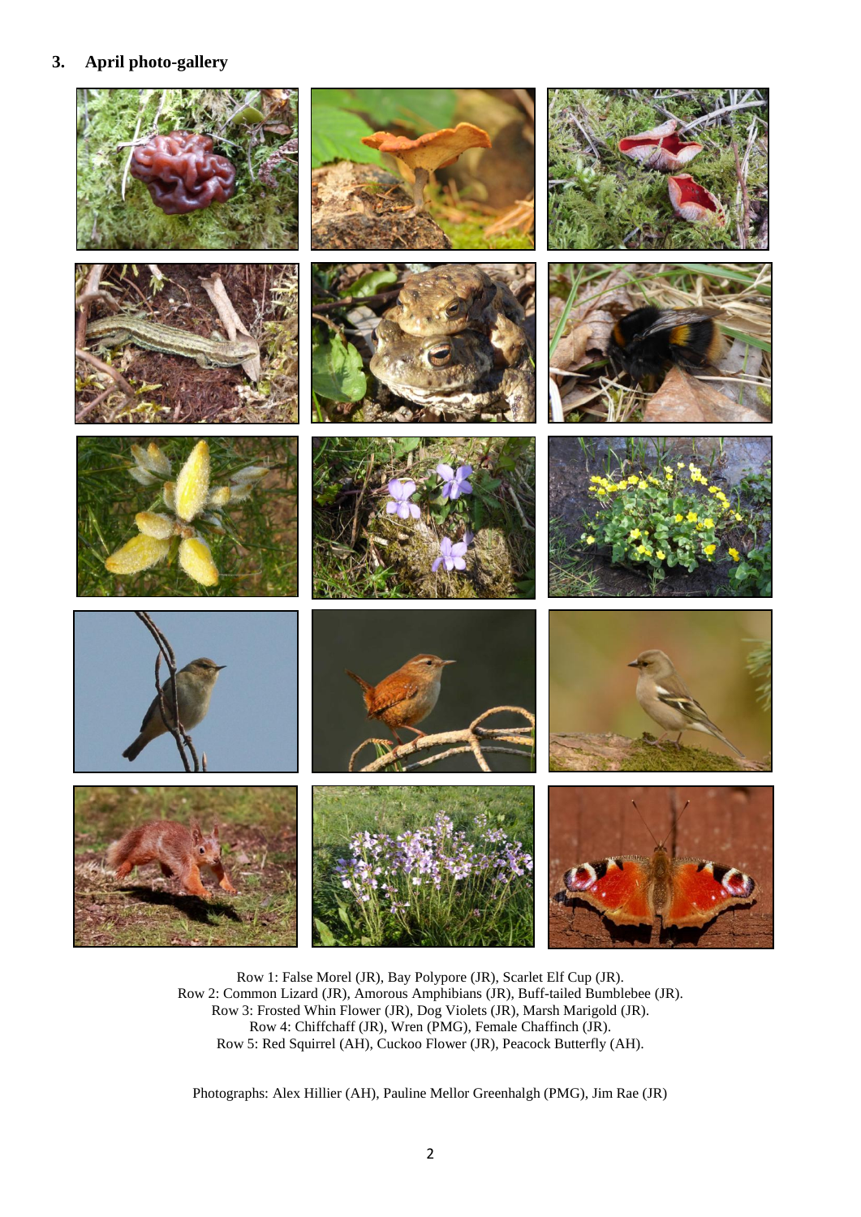## 3. April photo-gallery

Row 1: False Morel (JR), Bay Polypore (JR), Scarlet Elf Cup (JR).
Row 2: Common Lizard (JR), Amorous Amphibians (JR), Buff-tailed Bumblebee (JR).
Row 3: Frosted Whin Flower (JR), Dog Violets (JR), Marsh Marigold (JR).
Row 4: Chiffchaff (JR), Wren (PMG), Female Chaffinch (JR).
Row 5: Red Squirrel (AH), Cuckoo Flower (JR), Peacock Butterfly (AH).

Photographs: Alex Hillier (AH), Pauline Mellor Greenhalgh (PMG), Jim Rae (JR)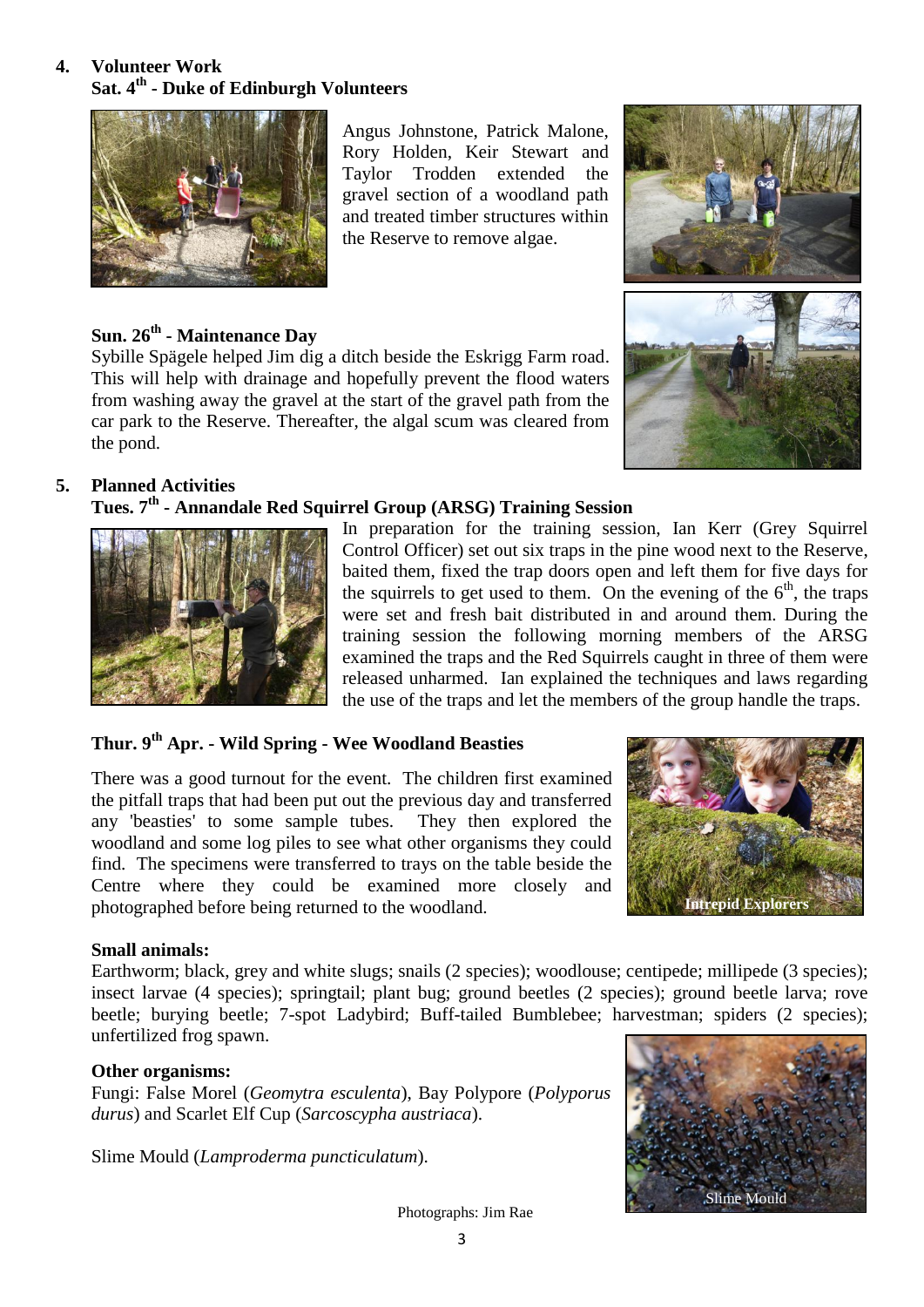## 4. Volunteer Work

### Sat. 4th - Duke of Edinburgh Volunteers

Angus Johnstone, Patrick Malone, Rory Holden, Keir Stewart and Taylor Trodden extended the gravel section of a woodland path and treated timber structures within the Reserve to remove algae.

### Sun. 26th - Maintenance Day

Sybille Spägele helped Jim dig a ditch beside the Eskrigg Farm road. This will help with drainage and hopefully prevent the flood waters from washing away the gravel at the start of the gravel path from the car park to the Reserve. Thereafter, the algal scum was cleared from the pond.

## 5. Planned Activities

### Tues. 7th - Annandale Red Squirrel Group (ARSG) Training Session

In preparation for the training session, Ian Kerr (Grey Squirrel Control Officer) set out six traps in the pine wood next to the Reserve, baited them, fixed the trap doors open and left them for five days for the squirrels to get used to them. On the evening of the 6th, the traps were set and fresh bait distributed in and around them. During the training session the following morning members of the ARSG examined the traps and the Red Squirrels caught in three of them were released unharmed. Ian explained the techniques and laws regarding the use of the traps and let the members of the group handle the traps.

### Thur. 9th Apr. - Wild Spring - Wee Woodland Beasties

There was a good turnout for the event. The children first examined the pitfall traps that had been put out the previous day and transferred any 'beasties' to some sample tubes. They then explored the woodland and some log piles to see what other organisms they could find. The specimens were transferred to trays on the table beside the Centre where they could be examined more closely and photographed before being returned to the woodland.

Intrepid Explorers

**Small animals:**

Earthworm; black, grey and white slugs; snails (2 species); woodlouse; centipede; millipede (3 species); insect larvae (4 species); springtail; plant bug; ground beetles (2 species); ground beetle larva; rove beetle; burying beetle; 7-spot Ladybird; Buff-tailed Bumblebee; harvestman; spiders (2 species); unfertilized frog spawn.

**Other organisms:**

Fungi: False Morel (*Geomytra esculenta*), Bay Polypore (*Polyporus durus*) and Scarlet Elf Cup (*Sarcoscypha austriaca*).

Slime Mould (*Lamproderma puncticulatum*).

Slime Mould

Photographs: Jim Rae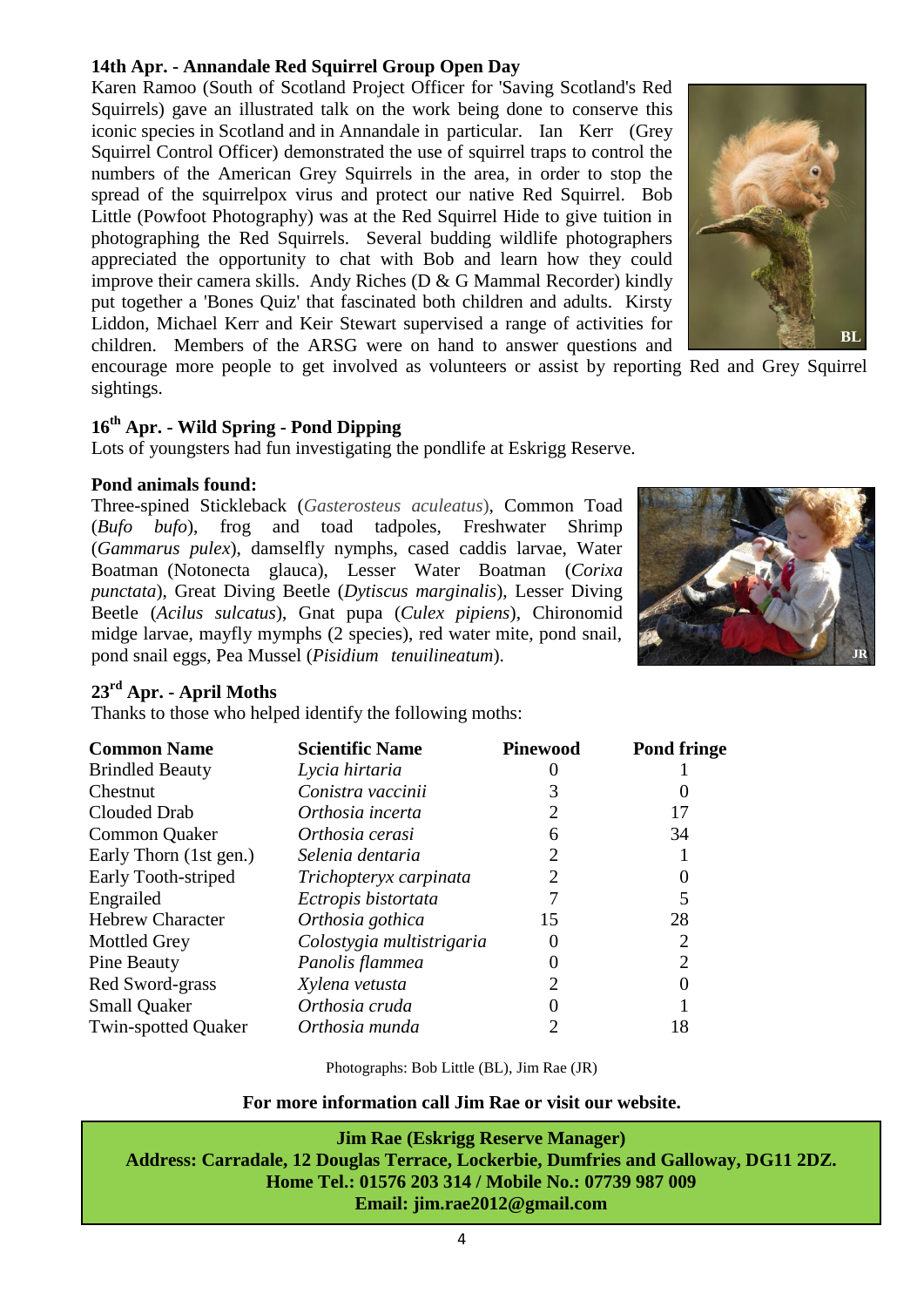### 14th Apr. - Annandale Red Squirrel Group Open Day

Karen Ramoo (South of Scotland Project Officer for 'Saving Scotland's Red Squirrels) gave an illustrated talk on the work being done to conserve this iconic species in Scotland and in Annandale in particular. Ian Kerr (Grey Squirrel Control Officer) demonstrated the use of squirrel traps to control the numbers of the American Grey Squirrels in the area, in order to stop the spread of the squirrelpox virus and protect our native Red Squirrel. Bob Little (Powfoot Photography) was at the Red Squirrel Hide to give tuition in photographing the Red Squirrels. Several budding wildlife photographers appreciated the opportunity to chat with Bob and learn how they could improve their camera skills. Andy Riches (D & G Mammal Recorder) kindly put together a 'Bones Quiz' that fascinated both children and adults. Kirsty Liddon, Michael Kerr and Keir Stewart supervised a range of activities for children. Members of the ARSG were on hand to answer questions and encourage more people to get involved as volunteers or assist by reporting Red and Grey Squirrel sightings.

BL

### 16th Apr. - Wild Spring - Pond Dipping

Lots of youngsters had fun investigating the pondlife at Eskrigg Reserve.

**Pond animals found:**

Three-spined Stickleback (*Gasterosteus aculeatus*), Common Toad (*Bufo bufo*), frog and toad tadpoles, Freshwater Shrimp (*Gammarus pulex*), damselfly nymphs, cased caddis larvae, Water Boatman (Notonecta glauca), Lesser Water Boatman (*Corixa punctata*), Great Diving Beetle (*Dytiscus marginalis*), Lesser Diving Beetle (*Acilus sulcatus*), Gnat pupa (*Culex pipiens*), Chironomid midge larvae, mayfly mymphs (2 species), red water mite, pond snail, pond snail eggs, Pea Mussel (*Pisidium tenuilineatum*).

JR

### 23rd Apr. - April Moths

Thanks to those who helped identify the following moths:

| Common Name | Scientific Name | Pinewood | Pond fringe |
|---|---|---|---|
| Brindled Beauty | *Lycia hirtaria* | 0 | 1 |
| Chestnut | *Conistra vaccinii* | 3 | 0 |
| Clouded Drab | *Orthosia incerta* | 2 | 17 |
| Common Quaker | *Orthosia cerasi* | 6 | 34 |
| Early Thorn (1st gen.) | *Selenia dentaria* | 2 | 1 |
| Early Tooth-striped | *Trichopteryx carpinata* | 2 | 0 |
| Engrailed | *Ectropis bistortata* | 7 | 5 |
| Hebrew Character | *Orthosia gothica* | 15 | 28 |
| Mottled Grey | *Colostygia multistrigaria* | 0 | 2 |
| Pine Beauty | *Panolis flammea* | 0 | 2 |
| Red Sword-grass | *Xylena vetusta* | 2 | 0 |
| Small Quaker | *Orthosia cruda* | 0 | 1 |
| Twin-spotted Quaker | *Orthosia munda* | 2 | 18 |

Photographs: Bob Little (BL), Jim Rae (JR)

**For more information call Jim Rae or visit our website.**

**Jim Rae (Eskrigg Reserve Manager)**
**Address: Carradale, 12 Douglas Terrace, Lockerbie, Dumfries and Galloway, DG11 2DZ.**
**Home Tel.: 01576 203 314 / Mobile No.: 07739 987 009**
**Email: jim.rae2012@gmail.com**